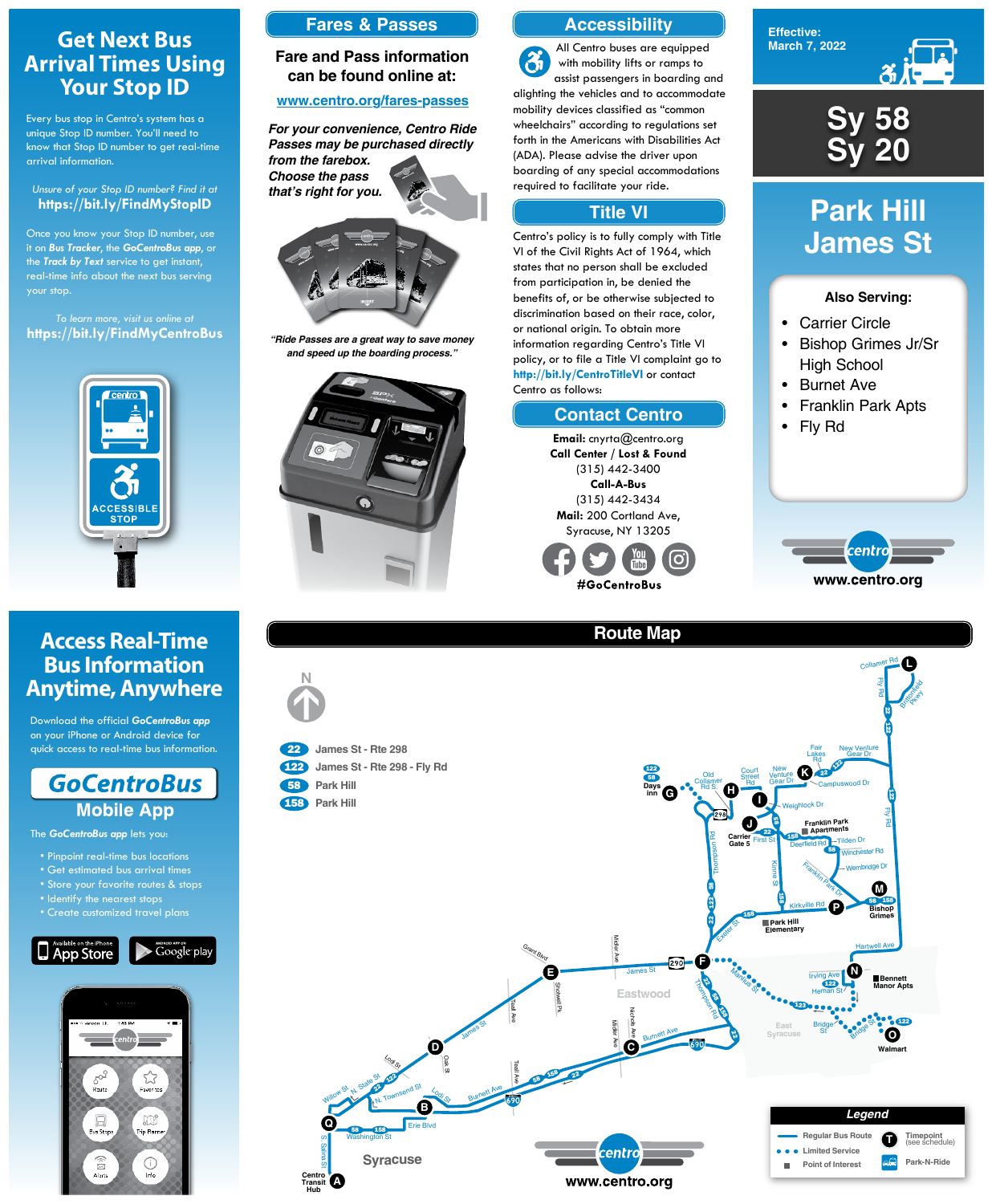# Get Next Bus Arrival Times Using Your Stop ID

Every bus stop in Centro's system has a unique Stop ID number. You'll need to know that Stop ID number to get real-time arrival information.

*Unsure of your Stop ID number? Find it at*
**https://bit.ly/FindMyStopID**

Once you know your Stop ID number, use it on ***Bus Tracker***, the ***GoCentroBus app***, or the ***Track by Text*** service to get instant, real-time info about the next bus serving your stop.

*To learn more, visit us online at*
**https://bit.ly/FindMyCentroBus**

ACCESSIBLE STOP

## Fares & Passes

**Fare and Pass information can be found online at:**

**www.centro.org/fares-passes**

***For your convenience, Centro Ride Passes may be purchased directly from the farebox. Choose the pass that's right for you.***

***"Ride Passes are a great way to save money and speed up the boarding process."***

## Accessibility

All Centro buses are equipped with mobility lifts or ramps to assist passengers in boarding and alighting the vehicles and to accommodate mobility devices classified as "common wheelchairs" according to regulations set forth in the Americans with Disabilities Act (ADA). Please advise the driver upon boarding of any special accommodations required to facilitate your ride.

## Title VI

Centro's policy is to fully comply with Title VI of the Civil Rights Act of 1964, which states that no person shall be excluded from participation in, be denied the benefits of, or be otherwise subjected to discrimination based on their race, color, or national origin. To obtain more information regarding Centro's Title VI policy, or to file a Title VI complaint go to **http://bit.ly/CentroTitleVI** or contact Centro as follows:

## Contact Centro

**Email:** cnyrta@centro.org
**Call Center / Lost & Found**
(315) 442-3400
**Call-A-Bus**
(315) 442-3434
**Mail:** 200 Cortland Ave, Syracuse, NY 13205

**#GoCentroBus**

**Effective: March 7, 2022**

# Sy 58
# Sy 20

# Park Hill James St

**Also Serving:**

- Carrier Circle
- Bishop Grimes Jr/Sr High School
- Burnet Ave
- Franklin Park Apts
- Fly Rd

**www.centro.org**

# Access Real-Time Bus Information Anytime, Anywhere

Download the official ***GoCentroBus app*** on your iPhone or Android device for quick access to real-time bus information.

## GoCentroBus Mobile App

The ***GoCentroBus app*** lets you:

- Pinpoint real-time bus locations
- Get estimated bus arrival times
- Store your favorite routes & stops
- Identify the nearest stops
- Create customized travel plans

## Route Map

- 22 James St - Rte 298
- 122 James St - Rte 298 - Fly Rd
- 58 Park Hill
- 158 Park Hill

**Legend**

- Regular Bus Route
- Limited Service
- Point of Interest
- Timepoint (see schedule)
- Park-N-Ride

**www.centro.org**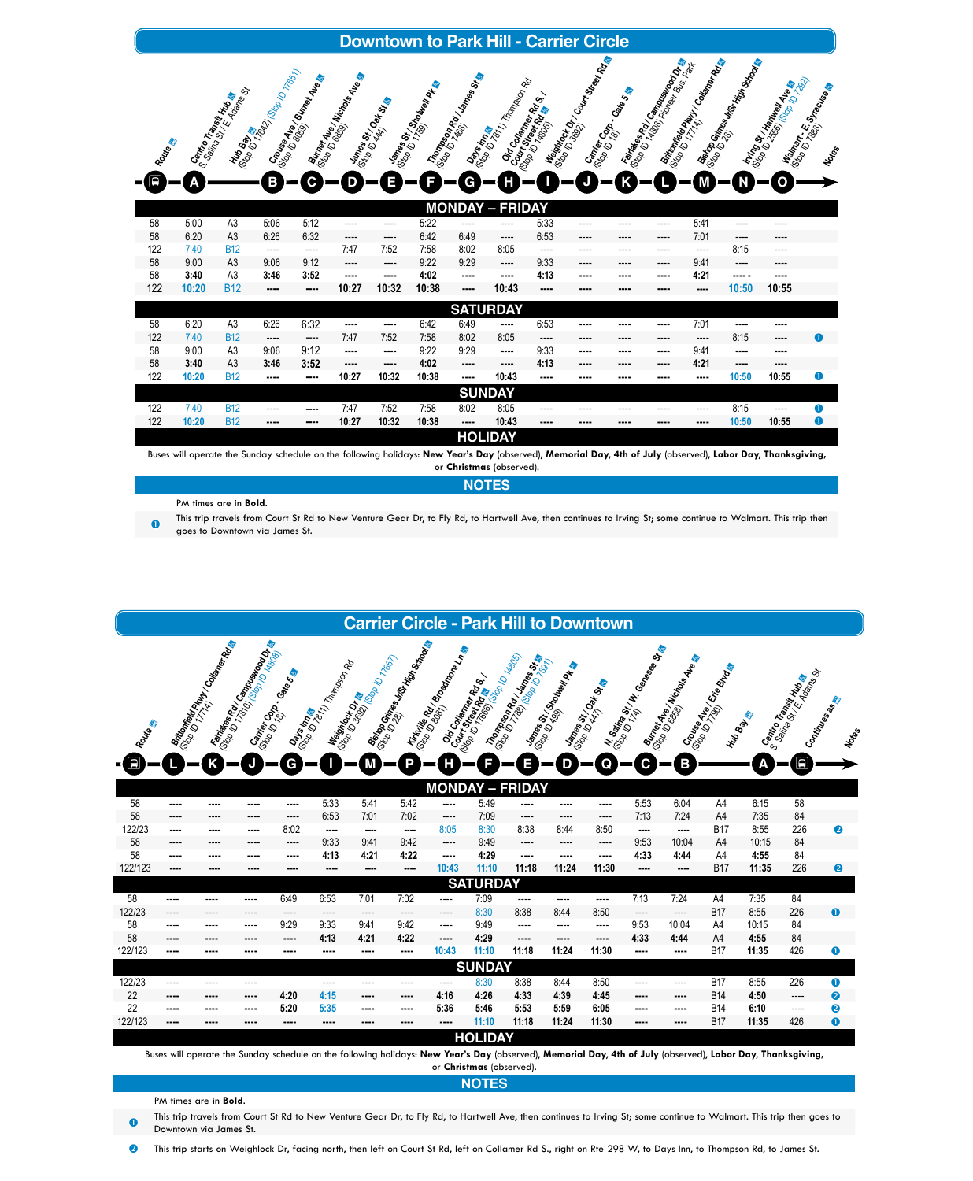# Downtown to Park Hill - Carrier Circle

| Route | A Centro Transit Hub S. Salina St / E. Adams St | Hub Bay | B Crouse Ave / Burnet Ave (Stop ID 17651) | C Burnet Ave / Nichols Ave (Stop ID 6859) | D James St / Oak St (Stop ID 444) | E James St / Shotwell Pk (Stop ID 1739) | F Thompson Rd / James St (Stop ID 7469) | G Days Inn (Stop ID 7811) Thompson Rd | H Old Collamer Rd S. / Court Street Rd (Stop ID 14805) | I Weighlock Dr / Court Street Rd (Stop ID 3692) | J Carrier Corp - Gate 5 (Stop ID 18) | K Fairlakes Rd / Campuswood Dr (Stop ID 14808) Pioneer Bus. Park | L Brittonfield Pkwy / Collamer Rd (Stop ID 17714) | M Bishop Grimes Jr/Sr High School (Stop ID 28) | N Irving St / Hartwell Ave (Stop ID 2556) (Stop ID 7292) | O Walmart - E. Syracuse (Stop ID 7868) | Notes |
|---|---|---|---|---|---|---|---|---|---|---|---|---|---|---|---|---|---|
| **MONDAY – FRIDAY** | | | | | | | | | | | | | | | | | |
| 58 | 5:00 | A3 | 5:06 | 5:12 | ---- | ---- | 5:22 | ---- | ---- | 5:33 | ---- | ---- | ---- | 5:41 | ---- | ---- | |
| 58 | 6:20 | A3 | 6:26 | 6:32 | ---- | ---- | 6:42 | 6:49 | ---- | 6:53 | ---- | ---- | ---- | 7:01 | ---- | ---- | |
| 122 | 7:40 | B12 | ---- | ---- | 7:47 | 7:52 | 7:58 | 8:02 | 8:05 | ---- | ---- | ---- | ---- | ---- | 8:15 | ---- | |
| 58 | 9:00 | A3 | 9:06 | 9:12 | ---- | ---- | 9:22 | 9:29 | ---- | 9:33 | ---- | ---- | ---- | 9:41 | ---- | ---- | |
| 58 | **3:40** | A3 | **3:46** | **3:52** | ---- | ---- | **4:02** | ---- | ---- | **4:13** | ---- | ---- | ---- | **4:21** | ---- | ---- | |
| 122 | **10:20** | B12 | ---- | ---- | **10:27** | **10:32** | **10:38** | ---- | **10:43** | ---- | ---- | ---- | ---- | ---- | **10:50** | **10:55** | |
| **SATURDAY** | | | | | | | | | | | | | | | | | |
| 58 | 6:20 | A3 | 6:26 | 6:32 | ---- | ---- | 6:42 | 6:49 | ---- | 6:53 | ---- | ---- | ---- | 7:01 | ---- | ---- | |
| 122 | 7:40 | B12 | ---- | ---- | 7:47 | 7:52 | 7:58 | 8:02 | 8:05 | ---- | ---- | ---- | ---- | ---- | 8:15 | ---- | 1 |
| 58 | 9:00 | A3 | 9:06 | 9:12 | ---- | ---- | 9:22 | 9:29 | ---- | 9:33 | ---- | ---- | ---- | 9:41 | ---- | ---- | |
| 58 | **3:40** | A3 | **3:46** | **3:52** | ---- | ---- | **4:02** | ---- | ---- | **4:13** | ---- | ---- | ---- | **4:21** | ---- | ---- | |
| 122 | **10:20** | B12 | ---- | ---- | **10:27** | **10:32** | **10:38** | ---- | **10:43** | ---- | ---- | ---- | ---- | ---- | **10:50** | **10:55** | 1 |
| **SUNDAY** | | | | | | | | | | | | | | | | | |
| 122 | 7:40 | B12 | ---- | ---- | 7:47 | 7:52 | 7:58 | 8:02 | 8:05 | ---- | ---- | ---- | ---- | ---- | 8:15 | ---- | 1 |
| 122 | **10:20** | B12 | ---- | ---- | **10:27** | **10:32** | **10:38** | ---- | **10:43** | ---- | ---- | ---- | ---- | ---- | **10:50** | **10:55** | 1 |

## HOLIDAY

Buses will operate the Sunday schedule on the following holidays: **New Year's Day** (observed), **Memorial Day**, **4th of July** (observed), **Labor Day**, **Thanksgiving**, or **Christmas** (observed).

## NOTES

PM times are in **Bold**.

1. This trip travels from Court St Rd to New Venture Gear Dr, to Fly Rd, to Hartwell Ave, then continues to Irving St; some continue to Walmart. This trip then goes to Downtown via James St.

# Carrier Circle - Park Hill to Downtown

| Route | L Brittonfield Pkwy / Collamer Rd (Stop ID 17714) | K Fairlakes Rd / Campuswood Dr (Stop ID 17810) (Stop ID 14808) | J Carrier Corp - Gate 5 (Stop ID 18) | G Days Inn (Stop ID 7811) Thompson Rd | I Weighlock Dr (Stop ID 3692) (Stop ID 17667) | M Bishop Grimes Jr/Sr High School (Stop ID 28) | P Kirkville Rd / Broadmore Ln (Stop ID 8061) | H Old Collamer Rd S. / Court Street Rd (Stop ID 17666) (Stop ID 14805) | F Thompson Rd / James St (Stop ID 7786) (Stop ID 7891) | E James St / Shotwell Pk (Stop ID 499) | D James St / Oak St (Stop ID 447) | Q N. Salina St / W. Genesee St (Stop ID 174) | C Burnet Ave / Nichols Ave (Stop ID 6858) | B Crouse Ave / Erie Blvd (Stop ID 7790) | Hub Bay | A Centro Transit Hub S. Salina St / E. Adams St | Continues as | Notes |
|---|---|---|---|---|---|---|---|---|---|---|---|---|---|---|---|---|---|---|
| **MONDAY – FRIDAY** | | | | | | | | | | | | | | | | | | |
| 58 | ---- | ---- | ---- | ---- | 5:33 | 5:41 | 5:42 | ---- | 5:49 | ---- | ---- | ---- | 5:53 | 6:04 | A4 | 6:15 | 58 | |
| 58 | ---- | ---- | ---- | ---- | 6:53 | 7:01 | 7:02 | ---- | 7:09 | ---- | ---- | ---- | 7:13 | 7:24 | A4 | 7:35 | 84 | |
| 122/23 | ---- | ---- | ---- | 8:02 | ---- | ---- | ---- | 8:05 | 8:30 | 8:38 | 8:44 | 8:50 | ---- | ---- | B17 | 8:55 | 226 | 2 |
| 58 | ---- | ---- | ---- | ---- | 9:33 | 9:41 | 9:42 | ---- | 9:49 | ---- | ---- | ---- | 9:53 | 10:04 | A4 | 10:15 | 84 | |
| 58 | ---- | ---- | ---- | ---- | **4:13** | **4:21** | **4:22** | ---- | **4:29** | ---- | ---- | ---- | **4:33** | **4:44** | A4 | **4:55** | 84 | |
| 122/123 | ---- | ---- | ---- | ---- | ---- | ---- | ---- | **10:43** | **11:10** | **11:18** | **11:24** | **11:30** | ---- | ---- | B17 | **11:35** | 226 | 2 |
| **SATURDAY** | | | | | | | | | | | | | | | | | | |
| 58 | ---- | ---- | ---- | 6:49 | 6:53 | 7:01 | 7:02 | ---- | 7:09 | ---- | ---- | ---- | 7:13 | 7:24 | A4 | 7:35 | 84 | |
| 122/23 | ---- | ---- | ---- | ---- | ---- | ---- | ---- | ---- | 8:30 | 8:38 | 8:44 | 8:50 | ---- | ---- | B17 | 8:55 | 226 | 1 |
| 58 | ---- | ---- | ---- | 9:29 | 9:33 | 9:41 | 9:42 | ---- | 9:49 | ---- | ---- | ---- | 9:53 | 10:04 | A4 | 10:15 | 84 | |
| 58 | ---- | ---- | ---- | ---- | **4:13** | **4:21** | **4:22** | ---- | **4:29** | ---- | ---- | ---- | **4:33** | **4:44** | A4 | **4:55** | 84 | |
| 122/123 | ---- | ---- | ---- | ---- | ---- | ---- | ---- | **10:43** | **11:10** | **11:18** | **11:24** | **11:30** | ---- | ---- | B17 | **11:35** | 426 | 1 |
| **SUNDAY** | | | | | | | | | | | | | | | | | | |
| 122/23 | ---- | ---- | ---- | | ---- | ---- | ---- | ---- | 8:30 | 8:38 | 8:44 | 8:50 | ---- | ---- | B17 | 8:55 | 226 | 1 |
| 22 | ---- | ---- | ---- | **4:20** | **4:15** | ---- | ---- | **4:16** | **4:26** | **4:33** | **4:39** | **4:45** | ---- | ---- | B14 | **4:50** | ---- | 2 |
| 22 | ---- | ---- | ---- | **5:20** | **5:35** | ---- | ---- | **5:36** | **5:46** | **5:53** | **5:59** | **6:05** | ---- | ---- | B14 | **6:10** | ---- | 2 |
| 122/123 | ---- | ---- | ---- | ---- | ---- | ---- | ---- | ---- | **11:10** | **11:18** | **11:24** | **11:30** | ---- | ---- | B17 | **11:35** | 426 | 1 |

## HOLIDAY

Buses will operate the Sunday schedule on the following holidays: **New Year's Day** (observed), **Memorial Day**, **4th of July** (observed), **Labor Day**, **Thanksgiving**, or **Christmas** (observed).

## NOTES

PM times are in **Bold**.

1. This trip travels from Court St Rd to New Venture Gear Dr, to Fly Rd, to Hartwell Ave, then continues to Irving St; some continue to Walmart. This trip then goes to Downtown via James St.
2. This trip starts on Weighlock Dr, facing north, then left on Court St Rd, left on Collamer Rd S., right on Rte 298 W, to Days Inn, to Thompson Rd, to James St.